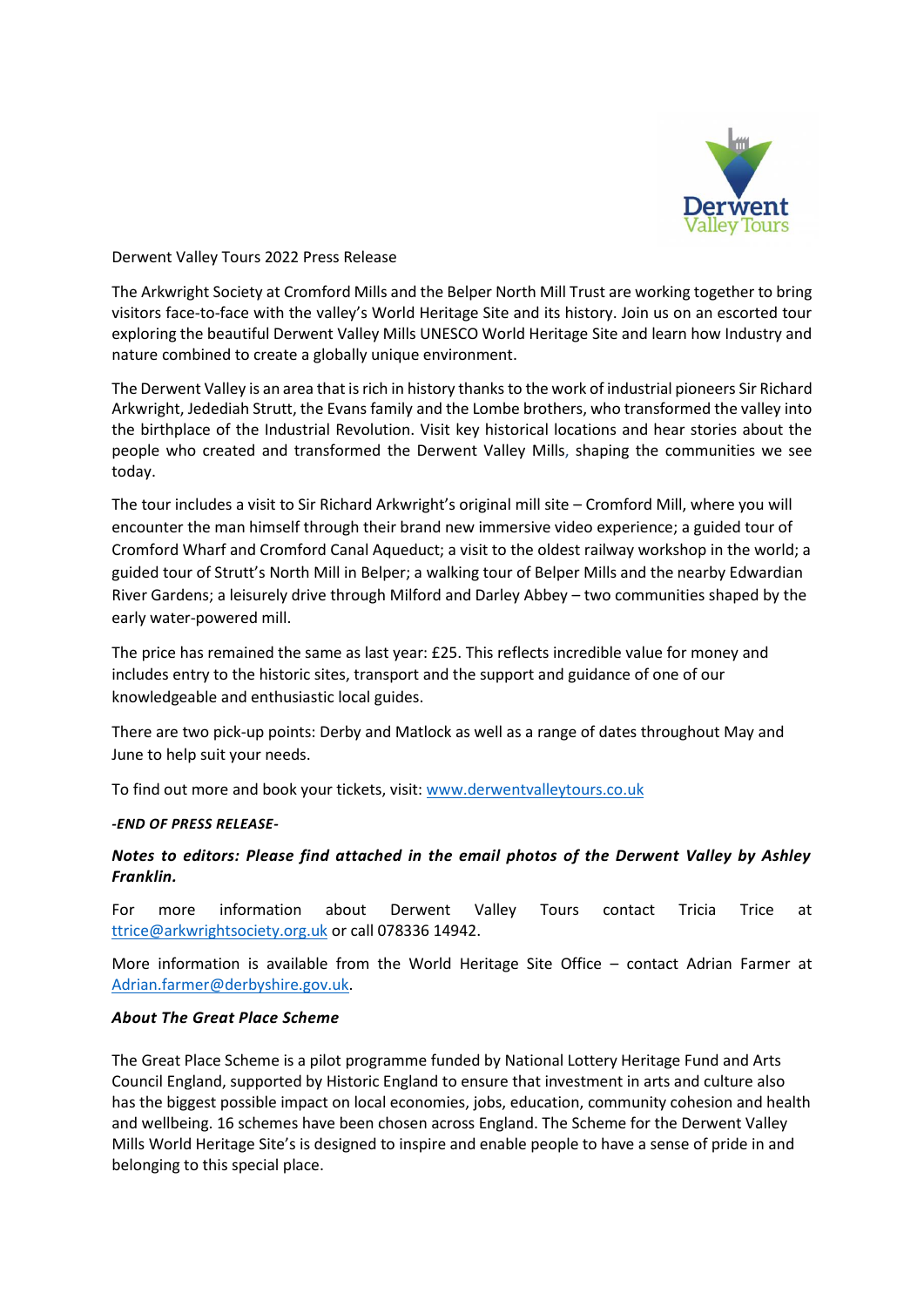Derwent Valley Tours 2022 Press Release

The Arkwright Society at Cromford Mills and the Belper North Mill Trust are working together to bring visitors face-to-face with the valley's World Heritage Site and its history. Join us on an escorted tour exploring the beautiful Derwent Valley Mills UNESCO World Heritage Site and learn how Industry and nature combined to create a globally unique environment.

The Derwent Valley is an area that is rich in history thanks to the work of industrial pioneers Sir Richard Arkwright, Jedediah Strutt, the Evans family and the Lombe brothers, who transformed the valley into the birthplace of the Industrial Revolution. Visit key historical locations and hear stories about the people who created and transformed the Derwent Valley Mills, shaping the communities we see today.

The tour includes a visit to Sir Richard Arkwright's original mill site – Cromford Mill, where you will encounter the man himself through their brand new immersive video experience; a guided tour of Cromford Wharf and Cromford Canal Aqueduct; a visit to the oldest railway workshop in the world; a guided tour of Strutt's North Mill in Belper; a walking tour of Belper Mills and the nearby Edwardian River Gardens; a leisurely drive through Milford and Darley Abbey – two communities shaped by the early water-powered mill.

The price has remained the same as last year: £25. This reflects incredible value for money and includes entry to the historic sites, transport and the support and guidance of one of our knowledgeable and enthusiastic local guides.

There are two pick-up points: Derby and Matlock as well as a range of dates throughout May and June to help suit your needs.

To find out more and book your tickets, visit: [www.derwentvalleytours.co.uk](http://www.derwentvalleytours.co.uk)

***-END OF PRESS RELEASE-***

***Notes to editors: Please find attached in the email photos of the Derwent Valley by Ashley Franklin.***

For more information about Derwent Valley Tours contact Tricia Trice at ttrice@arkwrightsociety.org.uk or call 078336 14942.

More information is available from the World Heritage Site Office – contact Adrian Farmer at Adrian.farmer@derbyshire.gov.uk.

***About The Great Place Scheme***

The Great Place Scheme is a pilot programme funded by National Lottery Heritage Fund and Arts Council England, supported by Historic England to ensure that investment in arts and culture also has the biggest possible impact on local economies, jobs, education, community cohesion and health and wellbeing. 16 schemes have been chosen across England. The Scheme for the Derwent Valley Mills World Heritage Site's is designed to inspire and enable people to have a sense of pride in and belonging to this special place.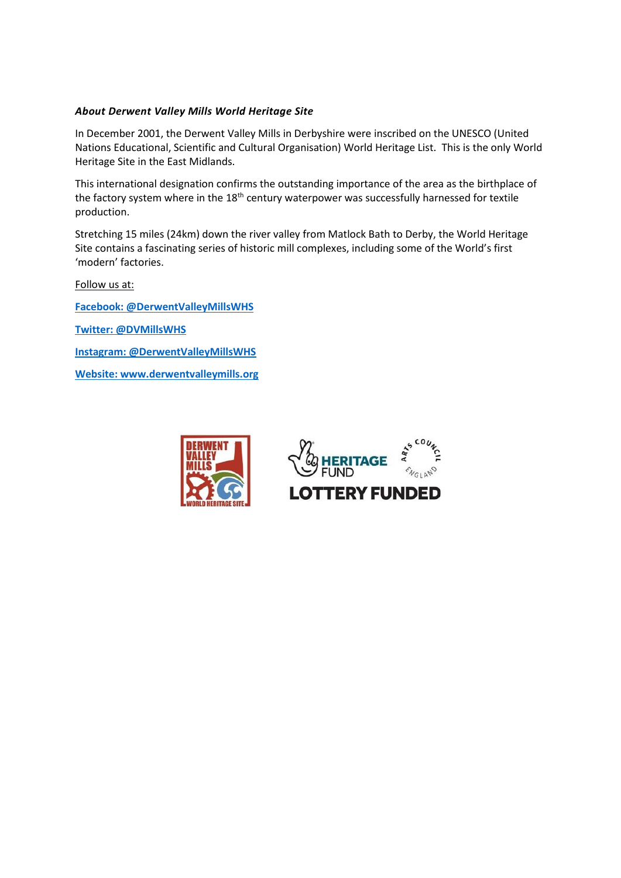***About Derwent Valley Mills World Heritage Site***

In December 2001, the Derwent Valley Mills in Derbyshire were inscribed on the UNESCO (United Nations Educational, Scientific and Cultural Organisation) World Heritage List. This is the only World Heritage Site in the East Midlands.

This international designation confirms the outstanding importance of the area as the birthplace of the factory system where in the 18th century waterpower was successfully harnessed for textile production.

Stretching 15 miles (24km) down the river valley from Matlock Bath to Derby, the World Heritage Site contains a fascinating series of historic mill complexes, including some of the World's first 'modern' factories.

Follow us at:

**Facebook: @DerwentValleyMillsWHS**

**Twitter: @DVMillsWHS**

**Instagram: @DerwentValleyMillsWHS**

**Website: www.derwentvalleymills.org**